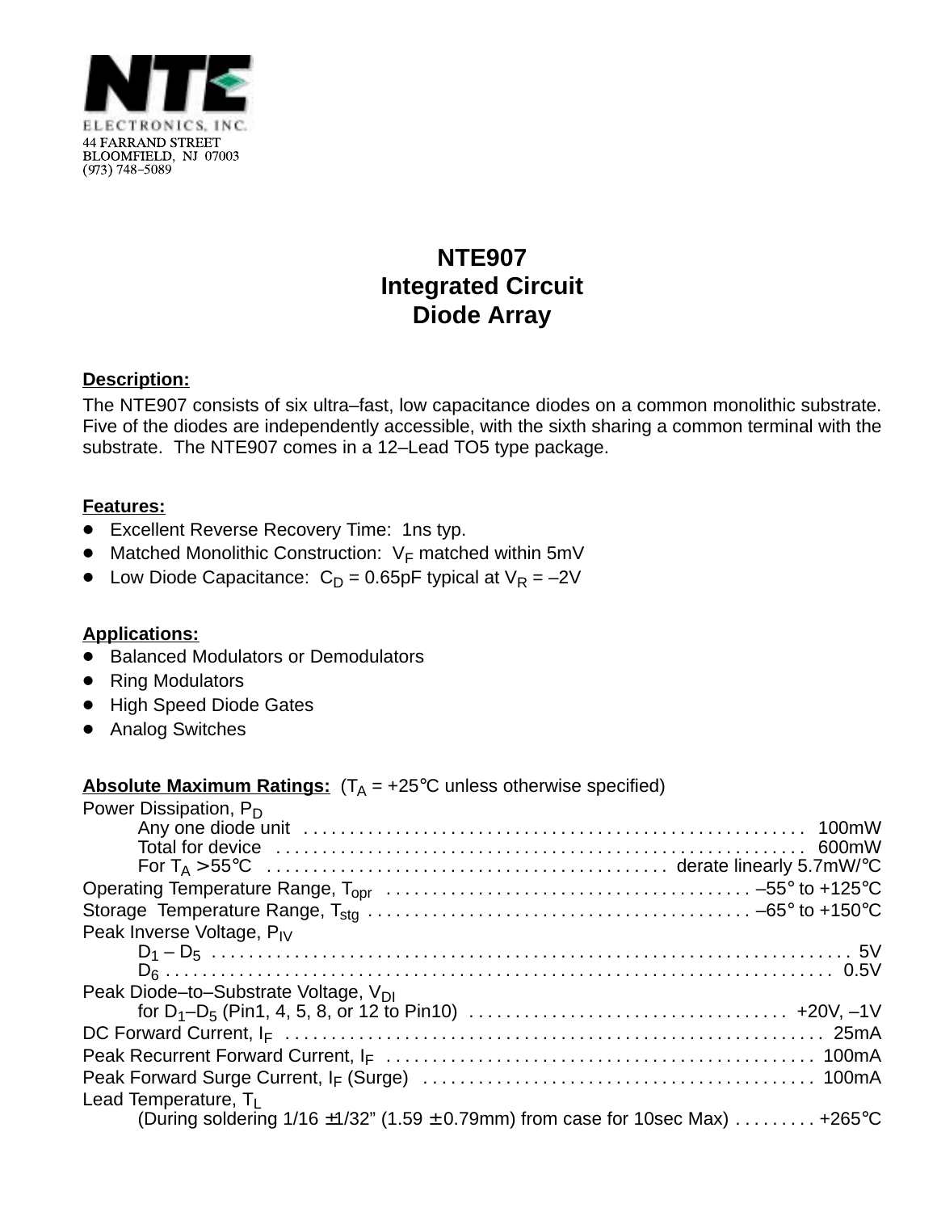NTE ELECTRONICS, INC.
44 FARRAND STREET
BLOOMFIELD, NJ 07003
(973) 748–5089

# NTE907
# Integrated Circuit
# Diode Array

**Description:**

The NTE907 consists of six ultra–fast, low capacitance diodes on a common monolithic substrate. Five of the diodes are independently accessible, with the sixth sharing a common terminal with the substrate. The NTE907 comes in a 12–Lead TO5 type package.

**Features:**

- Excellent Reverse Recovery Time: 1ns typ.
- Matched Monolithic Construction: $V_F$ matched within 5mV
- Low Diode Capacitance: $C_D$ = 0.65pF typical at $V_R$ = –2V

**Applications:**

- Balanced Modulators or Demodulators
- Ring Modulators
- High Speed Diode Gates
- Analog Switches

**Absolute Maximum Ratings:** ($T_A$ = +25°C unless otherwise specified)

Power Dissipation, $P_D$
- Any one diode unit . . . . . . . . . . 100mW
- Total for device . . . . . . . . . . 600mW
- For $T_A$ > 55°C . . . . . . . . . . derate linearly 5.7mW/°C

Operating Temperature Range, $T_{opr}$ . . . . . . . . . . –55° to +125°C

Storage Temperature Range, $T_{stg}$ . . . . . . . . . . –65° to +150°C

Peak Inverse Voltage, $P_{IV}$
- $D_1$ – $D_5$ . . . . . . . . . . 5V
- $D_6$ . . . . . . . . . . 0.5V

Peak Diode–to–Substrate Voltage, $V_{DI}$
- for $D_1$–$D_5$ (Pin1, 4, 5, 8, or 12 to Pin10) . . . . . . . . . . +20V, –1V

DC Forward Current, $I_F$ . . . . . . . . . . 25mA

Peak Recurrent Forward Current, $I_F$ . . . . . . . . . . 100mA

Peak Forward Surge Current, $I_F$ (Surge) . . . . . . . . . . 100mA

Lead Temperature, $T_L$
- (During soldering 1/16 ±1/32" (1.59 ± 0.79mm) from case for 10sec Max) . . . . . . . . . +265°C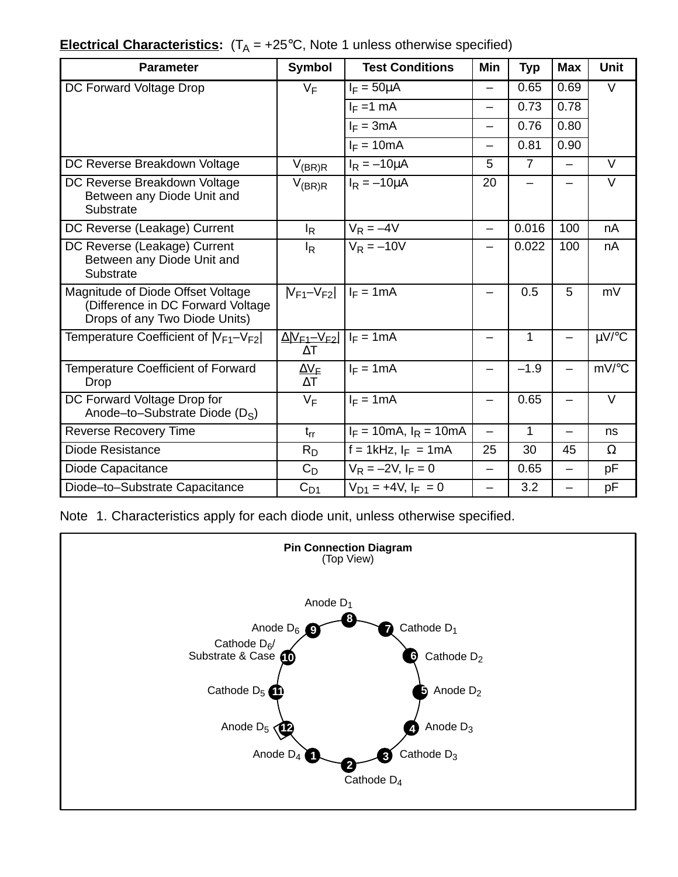**Electrical Characteristics:** ($T_A$ = +25°C, Note 1 unless otherwise specified)

| Parameter | Symbol | Test Conditions | Min | Typ | Max | Unit |
|---|---|---|---|---|---|---|
| DC Forward Voltage Drop | $V_F$ | $I_F$ = 50μA | – | 0.65 | 0.69 | V |
| | | $I_F$ =1 mA | – | 0.73 | 0.78 | |
| | | $I_F$ = 3mA | – | 0.76 | 0.80 | |
| | | $I_F$ = 10mA | – | 0.81 | 0.90 | |
| DC Reverse Breakdown Voltage | $V_{(BR)R}$ | $I_R$ = –10μA | 5 | 7 | – | V |
| DC Reverse Breakdown Voltage Between any Diode Unit and Substrate | $V_{(BR)R}$ | $I_R$ = –10μA | 20 | – | – | V |
| DC Reverse (Leakage) Current | $I_R$ | $V_R$ = –4V | – | 0.016 | 100 | nA |
| DC Reverse (Leakage) Current Between any Diode Unit and Substrate | $I_R$ | $V_R$ = –10V | – | 0.022 | 100 | nA |
| Magnitude of Diode Offset Voltage (Difference in DC Forward Voltage Drops of any Two Diode Units) | $\lvert V_{F1}–V_{F2} \rvert$ | $I_F$ = 1mA | – | 0.5 | 5 | mV |
| Temperature Coefficient of $\lvert V_{F1}–V_{F2} \rvert$ | $\frac{\Delta \lvert V_{F1}–V_{F2} \rvert}{\Delta T}$ | $I_F$ = 1mA | – | 1 | – | μV/°C |
| Temperature Coefficient of Forward Drop | $\frac{\Delta V_F}{\Delta T}$ | $I_F$ = 1mA | – | –1.9 | – | mV/°C |
| DC Forward Voltage Drop for Anode–to–Substrate Diode ($D_S$) | $V_F$ | $I_F$ = 1mA | – | 0.65 | – | V |
| Reverse Recovery Time | $t_{rr}$ | $I_F$ = 10mA, $I_R$ = 10mA | – | 1 | – | ns |
| Diode Resistance | $R_D$ | f = 1kHz, $I_F$ = 1mA | 25 | 30 | 45 | Ω |
| Diode Capacitance | $C_D$ | $V_R$ = –2V, $I_F$ = 0 | – | 0.65 | – | pF |
| Diode–to–Substrate Capacitance | $C_{D1}$ | $V_{D1}$ = +4V, $I_F$ = 0 | – | 3.2 | – | pF |

Note 1. Characteristics apply for each diode unit, unless otherwise specified.

**Pin Connection Diagram**
(Top View)

| Pin | Connection |
|---|---|
| 1 | Anode $D_4$ |
| 2 | Cathode $D_4$ |
| 3 | Cathode $D_3$ |
| 4 | Anode $D_3$ |
| 5 | Anode $D_2$ |
| 6 | Cathode $D_2$ |
| 7 | Cathode $D_1$ |
| 8 | Anode $D_1$ |
| 9 | Anode $D_6$ |
| 10 | Cathode $D_6$/ Substrate & Case |
| 11 | Cathode $D_5$ |
| 12 | Anode $D_5$ |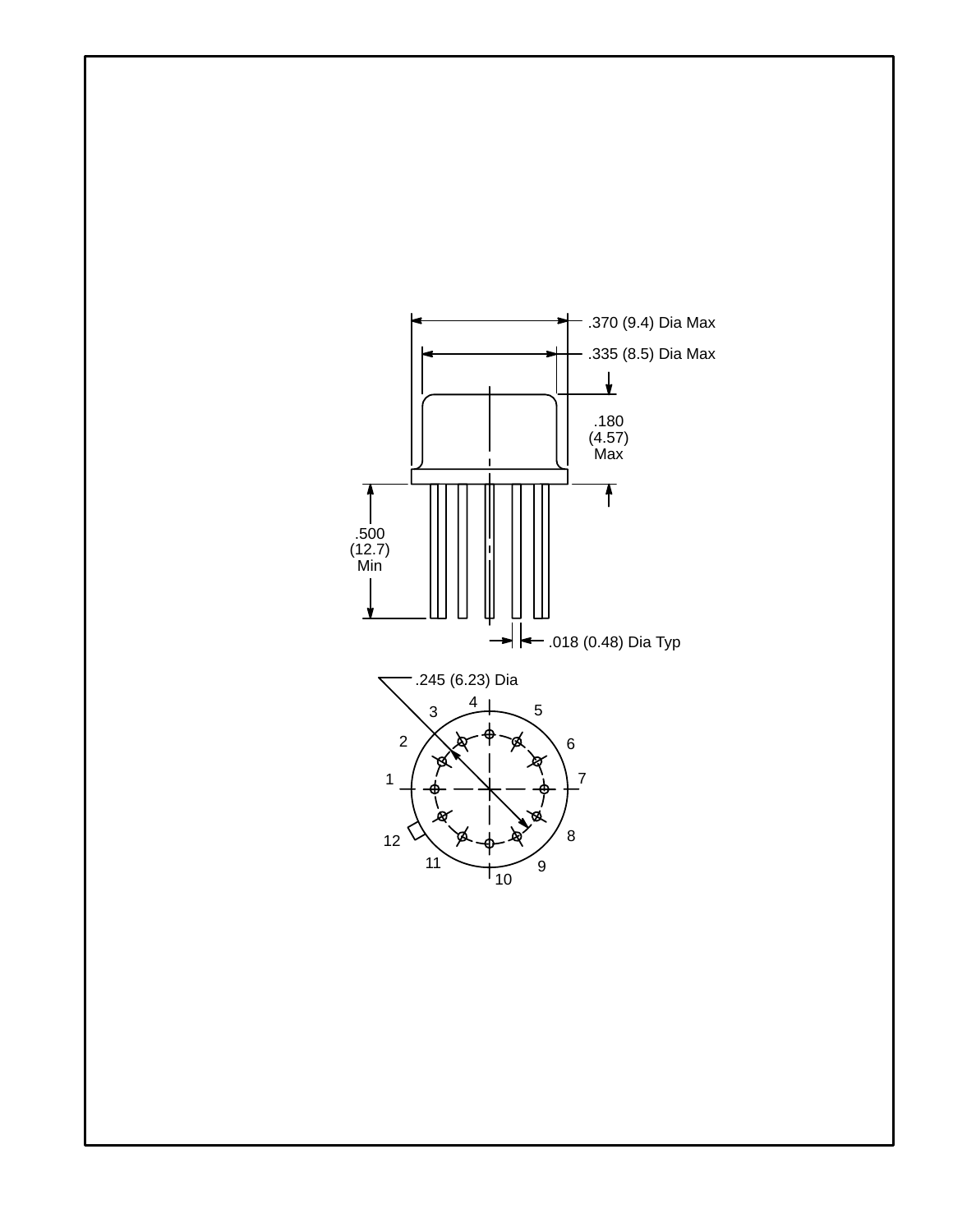.370 (9.4) Dia Max

.335 (8.5) Dia Max

.180
(4.57)
Max

.500
(12.7)
Min

.018 (0.48) Dia Typ

.245 (6.23) Dia

4
3
5
2
6
1
7
12
8
11
9
10